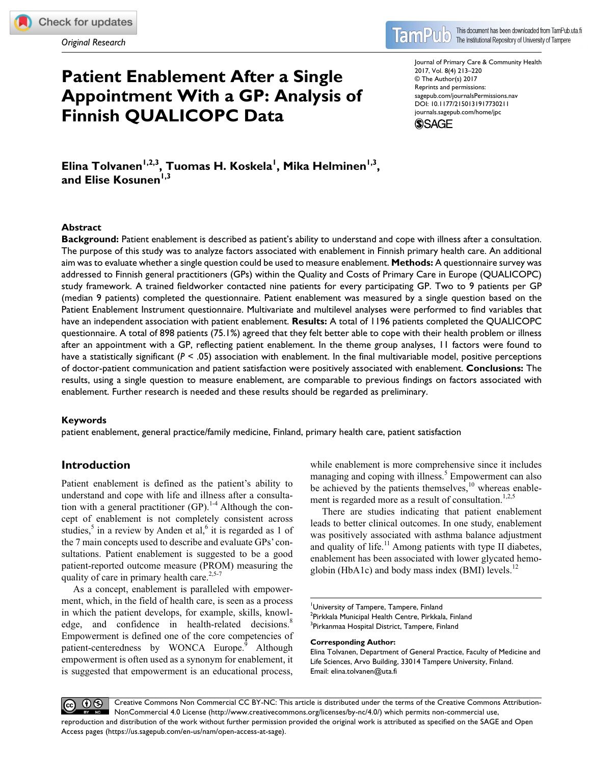Original Research

# Patient Enablement After a Single Appointment With a GP: Analysis of Finnish QUALICOPC Data

Journal of Primary Care & Community Health
2017, Vol. 8(4) 213–220
© The Author(s) 2017
Reprints and permissions: sagepub.com/journalsPermissions.nav
DOI: 10.1177/2150131917730211
journals.sagepub.com/home/jpc

**Elina Tolvanen[1,2,3], Tuomas H. Koskela[1], Mika Helminen[1,3], and Elise Kosunen[1,3]**

## Abstract

**Background:** Patient enablement is described as patient's ability to understand and cope with illness after a consultation. The purpose of this study was to analyze factors associated with enablement in Finnish primary health care. An additional aim was to evaluate whether a single question could be used to measure enablement. **Methods:** A questionnaire survey was addressed to Finnish general practitioners (GPs) within the Quality and Costs of Primary Care in Europe (QUALICOPC) study framework. A trained fieldworker contacted nine patients for every participating GP. Two to 9 patients per GP (median 9 patients) completed the questionnaire. Patient enablement was measured by a single question based on the Patient Enablement Instrument questionnaire. Multivariate and multilevel analyses were performed to find variables that have an independent association with patient enablement. **Results:** A total of 1196 patients completed the QUALICOPC questionnaire. A total of 898 patients (75.1%) agreed that they felt better able to cope with their health problem or illness after an appointment with a GP, reflecting patient enablement. In the theme group analyses, 11 factors were found to have a statistically significant ($P < .05$) association with enablement. In the final multivariable model, positive perceptions of doctor-patient communication and patient satisfaction were positively associated with enablement. **Conclusions:** The results, using a single question to measure enablement, are comparable to previous findings on factors associated with enablement. Further research is needed and these results should be regarded as preliminary.

### Keywords

patient enablement, general practice/family medicine, Finland, primary health care, patient satisfaction

## Introduction

Patient enablement is defined as the patient's ability to understand and cope with life and illness after a consultation with a general practitioner (GP).[1-4] Although the concept of enablement is not completely consistent across studies,[5] in a review by Anden et al,[6] it is regarded as 1 of the 7 main concepts used to describe and evaluate GPs' consultations. Patient enablement is suggested to be a good patient-reported outcome measure (PROM) measuring the quality of care in primary health care.[2,5-7]

As a concept, enablement is paralleled with empowerment, which, in the field of health care, is seen as a process in which the patient develops, for example, skills, knowledge, and confidence in health-related decisions.[8] Empowerment is defined one of the core competencies of patient-centeredness by WONCA Europe.[9] Although empowerment is often used as a synonym for enablement, it is suggested that empowerment is an educational process, while enablement is more comprehensive since it includes managing and coping with illness.[5] Empowerment can also be achieved by the patients themselves,[10] whereas enablement is regarded more as a result of consultation.[1,2,5]

There are studies indicating that patient enablement leads to better clinical outcomes. In one study, enablement was positively associated with asthma balance adjustment and quality of life.[11] Among patients with type II diabetes, enablement has been associated with lower glycated hemoglobin (HbA1c) and body mass index (BMI) levels.[12]

[1]University of Tampere, Tampere, Finland
[2]Pirkkala Municipal Health Centre, Pirkkala, Finland
[3]Pirkanmaa Hospital District, Tampere, Finland

**Corresponding Author:**
Elina Tolvanen, Department of General Practice, Faculty of Medicine and Life Sciences, Arvo Building, 33014 Tampere University, Finland.
Email: elina.tolvanen@uta.fi

Creative Commons Non Commercial CC BY-NC: This article is distributed under the terms of the Creative Commons Attribution-NonCommercial 4.0 License (http://www.creativecommons.org/licenses/by-nc/4.0/) which permits non-commercial use, reproduction and distribution of the work without further permission provided the original work is attributed as specified on the SAGE and Open Access pages (https://us.sagepub.com/en-us/nam/open-access-at-sage).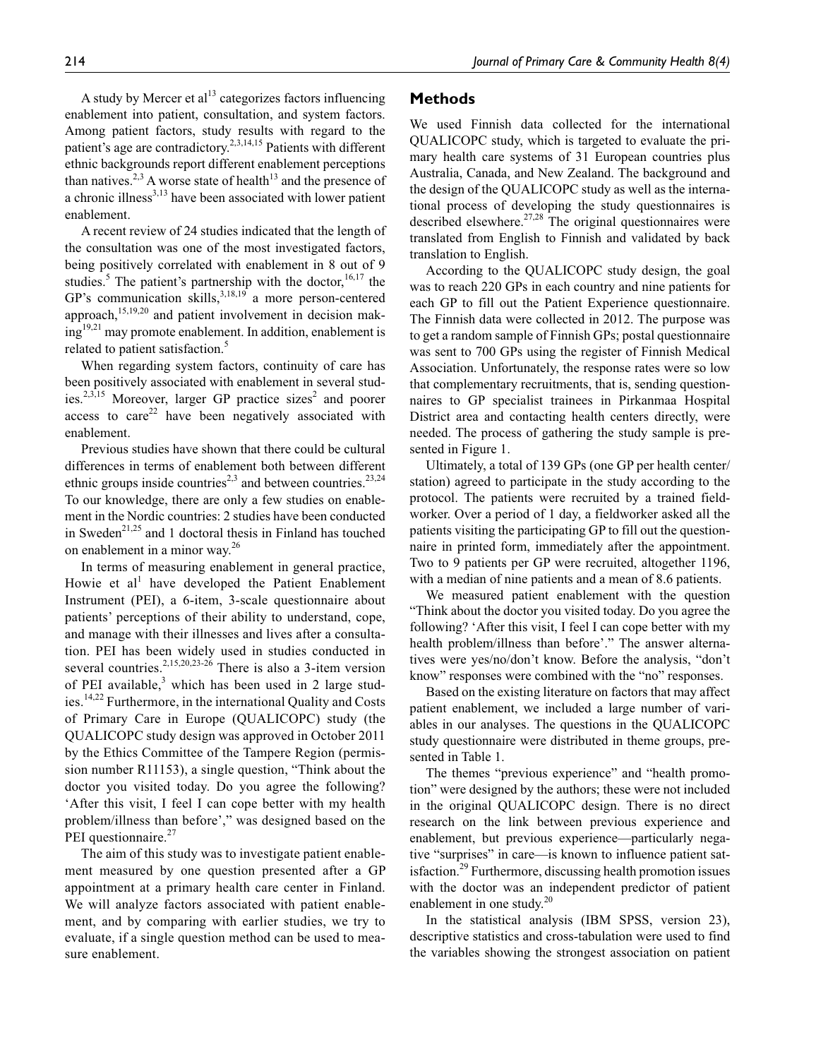A study by Mercer et al[13] categorizes factors influencing enablement into patient, consultation, and system factors. Among patient factors, study results with regard to the patient's age are contradictory.[2,3,14,15] Patients with different ethnic backgrounds report different enablement perceptions than natives.[2,3] A worse state of health[13] and the presence of a chronic illness[3,13] have been associated with lower patient enablement.

A recent review of 24 studies indicated that the length of the consultation was one of the most investigated factors, being positively correlated with enablement in 8 out of 9 studies.[5] The patient's partnership with the doctor,[16,17] the GP's communication skills,[3,18,19] a more person-centered approach,[15,19,20] and patient involvement in decision making[19,21] may promote enablement. In addition, enablement is related to patient satisfaction.[5]

When regarding system factors, continuity of care has been positively associated with enablement in several studies.[2,3,15] Moreover, larger GP practice sizes[2] and poorer access to care[22] have been negatively associated with enablement.

Previous studies have shown that there could be cultural differences in terms of enablement both between different ethnic groups inside countries[2,3] and between countries.[23,24] To our knowledge, there are only a few studies on enablement in the Nordic countries: 2 studies have been conducted in Sweden[21,25] and 1 doctoral thesis in Finland has touched on enablement in a minor way.[26]

In terms of measuring enablement in general practice, Howie et al[1] have developed the Patient Enablement Instrument (PEI), a 6-item, 3-scale questionnaire about patients' perceptions of their ability to understand, cope, and manage with their illnesses and lives after a consultation. PEI has been widely used in studies conducted in several countries.[2,15,20,23-26] There is also a 3-item version of PEI available,[3] which has been used in 2 large studies.[14,22] Furthermore, in the international Quality and Costs of Primary Care in Europe (QUALICOPC) study (the QUALICOPC study design was approved in October 2011 by the Ethics Committee of the Tampere Region (permission number R11153), a single question, "Think about the doctor you visited today. Do you agree the following? 'After this visit, I feel I can cope better with my health problem/illness than before'," was designed based on the PEI questionnaire.[27]

The aim of this study was to investigate patient enablement measured by one question presented after a GP appointment at a primary health care center in Finland. We will analyze factors associated with patient enablement, and by comparing with earlier studies, we try to evaluate, if a single question method can be used to measure enablement.

## Methods

We used Finnish data collected for the international QUALICOPC study, which is targeted to evaluate the primary health care systems of 31 European countries plus Australia, Canada, and New Zealand. The background and the design of the QUALICOPC study as well as the international process of developing the study questionnaires is described elsewhere.[27,28] The original questionnaires were translated from English to Finnish and validated by back translation to English.

According to the QUALICOPC study design, the goal was to reach 220 GPs in each country and nine patients for each GP to fill out the Patient Experience questionnaire. The Finnish data were collected in 2012. The purpose was to get a random sample of Finnish GPs; postal questionnaire was sent to 700 GPs using the register of Finnish Medical Association. Unfortunately, the response rates were so low that complementary recruitments, that is, sending questionnaires to GP specialist trainees in Pirkanmaa Hospital District area and contacting health centers directly, were needed. The process of gathering the study sample is presented in Figure 1.

Ultimately, a total of 139 GPs (one GP per health center/station) agreed to participate in the study according to the protocol. The patients were recruited by a trained fieldworker. Over a period of 1 day, a fieldworker asked all the patients visiting the participating GP to fill out the questionnaire in printed form, immediately after the appointment. Two to 9 patients per GP were recruited, altogether 1196, with a median of nine patients and a mean of 8.6 patients.

We measured patient enablement with the question "Think about the doctor you visited today. Do you agree the following? 'After this visit, I feel I can cope better with my health problem/illness than before'." The answer alternatives were yes/no/don't know. Before the analysis, "don't know" responses were combined with the "no" responses.

Based on the existing literature on factors that may affect patient enablement, we included a large number of variables in our analyses. The questions in the QUALICOPC study questionnaire were distributed in theme groups, presented in Table 1.

The themes "previous experience" and "health promotion" were designed by the authors; these were not included in the original QUALICOPC design. There is no direct research on the link between previous experience and enablement, but previous experience—particularly negative "surprises" in care—is known to influence patient satisfaction.[29] Furthermore, discussing health promotion issues with the doctor was an independent predictor of patient enablement in one study.[20]

In the statistical analysis (IBM SPSS, version 23), descriptive statistics and cross-tabulation were used to find the variables showing the strongest association on patient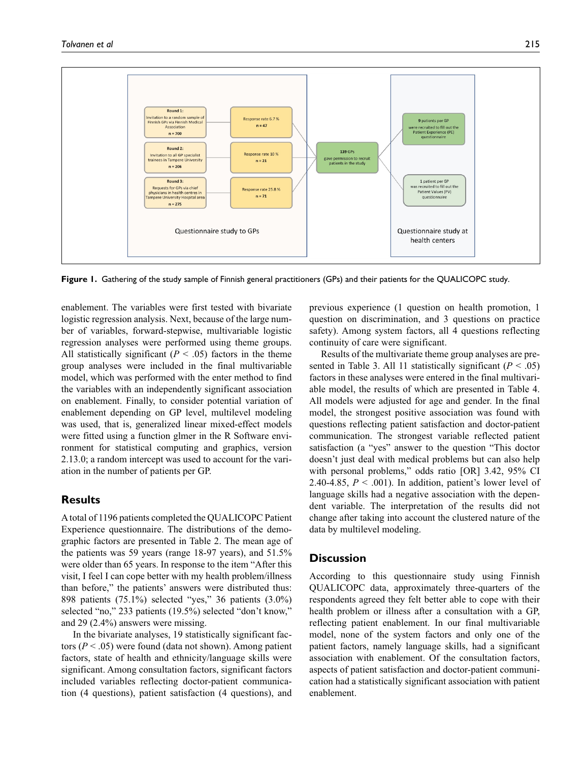**Figure 1.** Gathering of the study sample of Finnish general practitioners (GPs) and their patients for the QUALICOPC study.

enablement. The variables were first tested with bivariate logistic regression analysis. Next, because of the large number of variables, forward-stepwise, multivariable logistic regression analyses were performed using theme groups. All statistically significant ($P < .05$) factors in the theme group analyses were included in the final multivariable model, which was performed with the enter method to find the variables with an independently significant association on enablement. Finally, to consider potential variation of enablement depending on GP level, multilevel modeling was used, that is, generalized linear mixed-effect models were fitted using a function glmer in the R Software environment for statistical computing and graphics, version 2.13.0; a random intercept was used to account for the variation in the number of patients per GP.

## Results

A total of 1196 patients completed the QUALICOPC Patient Experience questionnaire. The distributions of the demographic factors are presented in Table 2. The mean age of the patients was 59 years (range 18-97 years), and 51.5% were older than 65 years. In response to the item "After this visit, I feel I can cope better with my health problem/illness than before," the patients' answers were distributed thus: 898 patients (75.1%) selected "yes," 36 patients (3.0%) selected "no," 233 patients (19.5%) selected "don't know," and 29 (2.4%) answers were missing.

In the bivariate analyses, 19 statistically significant factors ($P < .05$) were found (data not shown). Among patient factors, state of health and ethnicity/language skills were significant. Among consultation factors, significant factors included variables reflecting doctor-patient communication (4 questions), patient satisfaction (4 questions), and previous experience (1 question on health promotion, 1 question on discrimination, and 3 questions on practice safety). Among system factors, all 4 questions reflecting continuity of care were significant.

Results of the multivariate theme group analyses are presented in Table 3. All 11 statistically significant ($P < .05$) factors in these analyses were entered in the final multivariable model, the results of which are presented in Table 4. All models were adjusted for age and gender. In the final model, the strongest positive association was found with questions reflecting patient satisfaction and doctor-patient communication. The strongest variable reflected patient satisfaction (a "yes" answer to the question "This doctor doesn't just deal with medical problems but can also help with personal problems," odds ratio [OR] 3.42, 95% CI 2.40-4.85, $P < .001$). In addition, patient's lower level of language skills had a negative association with the dependent variable. The interpretation of the results did not change after taking into account the clustered nature of the data by multilevel modeling.

## Discussion

According to this questionnaire study using Finnish QUALICOPC data, approximately three-quarters of the respondents agreed they felt better able to cope with their health problem or illness after a consultation with a GP, reflecting patient enablement. In our final multivariable model, none of the system factors and only one of the patient factors, namely language skills, had a significant association with enablement. Of the consultation factors, aspects of patient satisfaction and doctor-patient communication had a statistically significant association with patient enablement.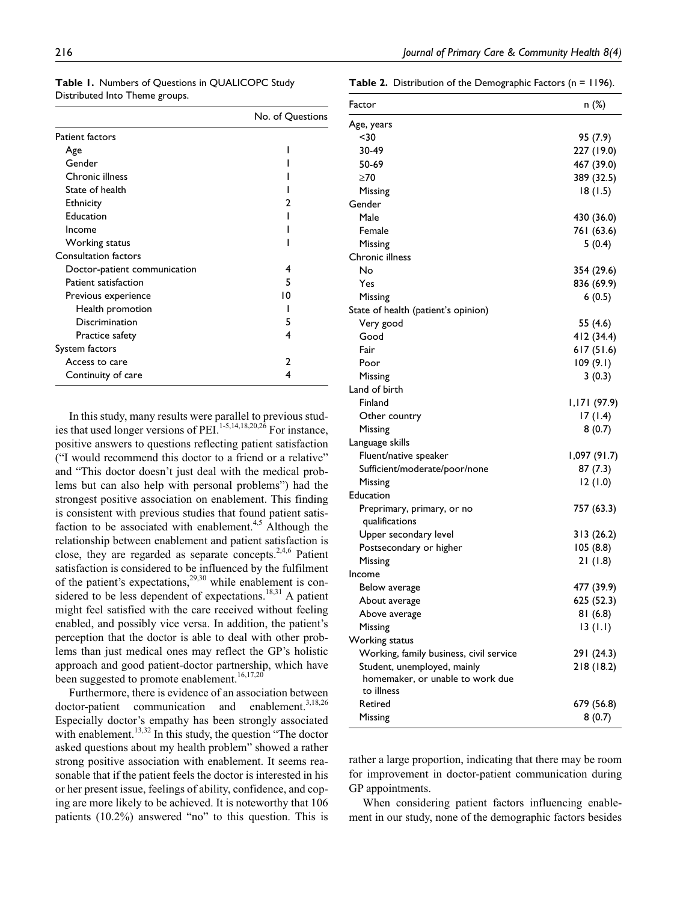**Table 1.** Numbers of Questions in QUALICOPC Study Distributed Into Theme groups.

| | No. of Questions |
|---|---|
| Patient factors | |
| Age | 1 |
| Gender | 1 |
| Chronic illness | 1 |
| State of health | 1 |
| Ethnicity | 2 |
| Education | 1 |
| Income | 1 |
| Working status | 1 |
| Consultation factors | |
| Doctor-patient communication | 4 |
| Patient satisfaction | 5 |
| Previous experience | 10 |
| Health promotion | 1 |
| Discrimination | 5 |
| Practice safety | 4 |
| System factors | |
| Access to care | 2 |
| Continuity of care | 4 |

**Table 2.** Distribution of the Demographic Factors (n = 1196).

| Factor | n (%) |
|---|---|
| Age, years | |
| <30 | 95 (7.9) |
| 30-49 | 227 (19.0) |
| 50-69 | 467 (39.0) |
| ≥70 | 389 (32.5) |
| Missing | 18 (1.5) |
| Gender | |
| Male | 430 (36.0) |
| Female | 761 (63.6) |
| Missing | 5 (0.4) |
| Chronic illness | |
| No | 354 (29.6) |
| Yes | 836 (69.9) |
| Missing | 6 (0.5) |
| State of health (patient's opinion) | |
| Very good | 55 (4.6) |
| Good | 412 (34.4) |
| Fair | 617 (51.6) |
| Poor | 109 (9.1) |
| Missing | 3 (0.3) |
| Land of birth | |
| Finland | 1,171 (97.9) |
| Other country | 17 (1.4) |
| Missing | 8 (0.7) |
| Language skills | |
| Fluent/native speaker | 1,097 (91.7) |
| Sufficient/moderate/poor/none | 87 (7.3) |
| Missing | 12 (1.0) |
| Education | |
| Preprimary, primary, or no qualifications | 757 (63.3) |
| Upper secondary level | 313 (26.2) |
| Postsecondary or higher | 105 (8.8) |
| Missing | 21 (1.8) |
| Income | |
| Below average | 477 (39.9) |
| About average | 625 (52.3) |
| Above average | 81 (6.8) |
| Missing | 13 (1.1) |
| Working status | |
| Working, family business, civil service | 291 (24.3) |
| Student, unemployed, mainly homemaker, or unable to work due to illness | 218 (18.2) |
| Retired | 679 (56.8) |
| Missing | 8 (0.7) |

In this study, many results were parallel to previous studies that used longer versions of PEI.[1-5,14,18,20,26] For instance, positive answers to questions reflecting patient satisfaction ("I would recommend this doctor to a friend or a relative" and "This doctor doesn't just deal with the medical problems but can also help with personal problems") had the strongest positive association on enablement. This finding is consistent with previous studies that found patient satisfaction to be associated with enablement.[4,5] Although the relationship between enablement and patient satisfaction is close, they are regarded as separate concepts.[2,4,6] Patient satisfaction is considered to be influenced by the fulfilment of the patient's expectations,[29,30] while enablement is considered to be less dependent of expectations.[18,31] A patient might feel satisfied with the care received without feeling enabled, and possibly vice versa. In addition, the patient's perception that the doctor is able to deal with other problems than just medical ones may reflect the GP's holistic approach and good patient-doctor partnership, which have been suggested to promote enablement.[16,17,20]

Furthermore, there is evidence of an association between doctor-patient communication and enablement.[3,18,26] Especially doctor's empathy has been strongly associated with enablement.[13,32] In this study, the question "The doctor asked questions about my health problem" showed a rather strong positive association with enablement. It seems reasonable that if the patient feels the doctor is interested in his or her present issue, feelings of ability, confidence, and coping are more likely to be achieved. It is noteworthy that 106 patients (10.2%) answered "no" to this question. This is rather a large proportion, indicating that there may be room for improvement in doctor-patient communication during GP appointments.

When considering patient factors influencing enablement in our study, none of the demographic factors besides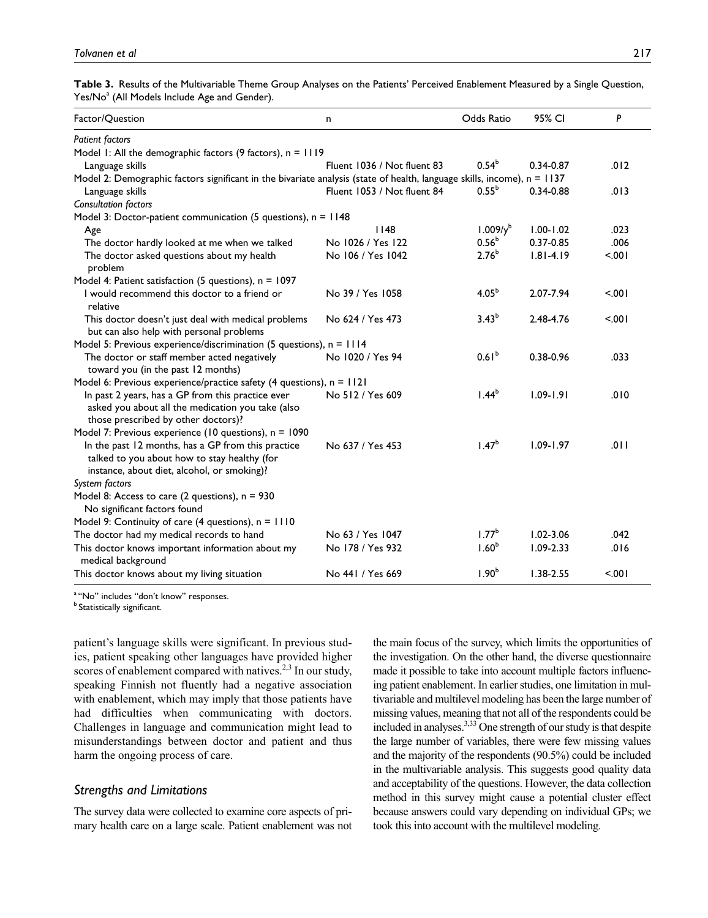**Table 3.** Results of the Multivariable Theme Group Analyses on the Patients' Perceived Enablement Measured by a Single Question, Yes/No[a] (All Models Include Age and Gender).

| Factor/Question | n | Odds Ratio | 95% CI | P |
|---|---|---|---|---|
| *Patient factors* | | | | |
| Model 1: All the demographic factors (9 factors), n = 1119 | | | | |
| Language skills | Fluent 1036 / Not fluent 83 | 0.54[b] | 0.34-0.87 | .012 |
| Model 2: Demographic factors significant in the bivariate analysis (state of health, language skills, income), n = 1137 | | | | |
| Language skills | Fluent 1053 / Not fluent 84 | 0.55[b] | 0.34-0.88 | .013 |
| *Consultation factors* | | | | |
| Model 3: Doctor-patient communication (5 questions), n = 1148 | | | | |
| Age | 1148 | 1.009/y[b] | 1.00-1.02 | .023 |
| The doctor hardly looked at me when we talked | No 1026 / Yes 122 | 0.56[b] | 0.37-0.85 | .006 |
| The doctor asked questions about my health problem | No 106 / Yes 1042 | 2.76[b] | 1.81-4.19 | <.001 |
| Model 4: Patient satisfaction (5 questions), n = 1097 | | | | |
| I would recommend this doctor to a friend or relative | No 39 / Yes 1058 | 4.05[b] | 2.07-7.94 | <.001 |
| This doctor doesn't just deal with medical problems but can also help with personal problems | No 624 / Yes 473 | 3.43[b] | 2.48-4.76 | <.001 |
| Model 5: Previous experience/discrimination (5 questions), n = 1114 | | | | |
| The doctor or staff member acted negatively toward you (in the past 12 months) | No 1020 / Yes 94 | 0.61[b] | 0.38-0.96 | .033 |
| Model 6: Previous experience/practice safety (4 questions), n = 1121 | | | | |
| In past 2 years, has a GP from this practice ever asked you about all the medication you take (also those prescribed by other doctors)? | No 512 / Yes 609 | 1.44[b] | 1.09-1.91 | .010 |
| Model 7: Previous experience (10 questions), n = 1090 | | | | |
| In the past 12 months, has a GP from this practice talked to you about how to stay healthy (for instance, about diet, alcohol, or smoking)? | No 637 / Yes 453 | 1.47[b] | 1.09-1.97 | .011 |
| *System factors* | | | | |
| Model 8: Access to care (2 questions), n = 930 | | | | |
| No significant factors found | | | | |
| Model 9: Continuity of care (4 questions), n = 1110 | | | | |
| The doctor had my medical records to hand | No 63 / Yes 1047 | 1.77[b] | 1.02-3.06 | .042 |
| This doctor knows important information about my medical background | No 178 / Yes 932 | 1.60[b] | 1.09-2.33 | .016 |
| This doctor knows about my living situation | No 441 / Yes 669 | 1.90[b] | 1.38-2.55 | <.001 |

[a] "No" includes "don't know" responses.
[b] Statistically significant.

patient's language skills were significant. In previous studies, patient speaking other languages have provided higher scores of enablement compared with natives.[2,3] In our study, speaking Finnish not fluently had a negative association with enablement, which may imply that those patients have had difficulties when communicating with doctors. Challenges in language and communication might lead to misunderstandings between doctor and patient and thus harm the ongoing process of care.

### *Strengths and Limitations*

The survey data were collected to examine core aspects of primary health care on a large scale. Patient enablement was not the main focus of the survey, which limits the opportunities of the investigation. On the other hand, the diverse questionnaire made it possible to take into account multiple factors influencing patient enablement. In earlier studies, one limitation in multivariable and multilevel modeling has been the large number of missing values, meaning that not all of the respondents could be included in analyses.[3,33] One strength of our study is that despite the large number of variables, there were few missing values and the majority of the respondents (90.5%) could be included in the multivariable analysis. This suggests good quality data and acceptability of the questions. However, the data collection method in this survey might cause a potential cluster effect because answers could vary depending on individual GPs; we took this into account with the multilevel modeling.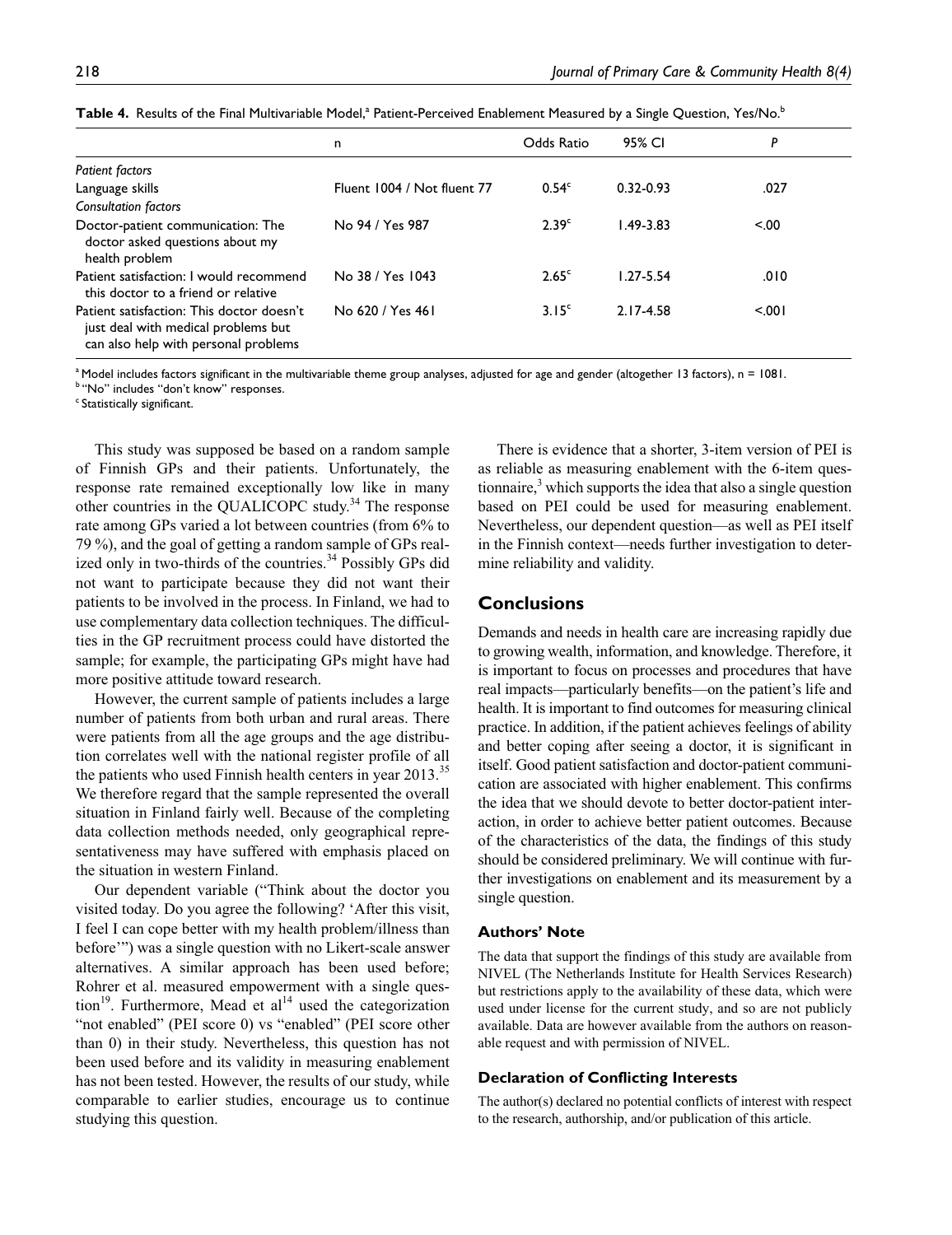**Table 4.** Results of the Final Multivariable Model,[a] Patient-Perceived Enablement Measured by a Single Question, Yes/No.[b]

| | n | Odds Ratio | 95% CI | *P* |
|---|---|---|---|---|
| *Patient factors* | | | | |
| Language skills | Fluent 1004 / Not fluent 77 | 0.54[c] | 0.32-0.93 | .027 |
| *Consultation factors* | | | | |
| Doctor-patient communication: The doctor asked questions about my health problem | No 94 / Yes 987 | 2.39[c] | 1.49-3.83 | <.00 |
| Patient satisfaction: I would recommend this doctor to a friend or relative | No 38 / Yes 1043 | 2.65[c] | 1.27-5.54 | .010 |
| Patient satisfaction: This doctor doesn't just deal with medical problems but can also help with personal problems | No 620 / Yes 461 | 3.15[c] | 2.17-4.58 | <.001 |

[a] Model includes factors significant in the multivariable theme group analyses, adjusted for age and gender (altogether 13 factors), n = 1081.
[b] "No" includes "don't know" responses.
[c] Statistically significant.

This study was supposed be based on a random sample of Finnish GPs and their patients. Unfortunately, the response rate remained exceptionally low like in many other countries in the QUALICOPC study.[34] The response rate among GPs varied a lot between countries (from 6% to 79 %), and the goal of getting a random sample of GPs realized only in two-thirds of the countries.[34] Possibly GPs did not want to participate because they did not want their patients to be involved in the process. In Finland, we had to use complementary data collection techniques. The difficulties in the GP recruitment process could have distorted the sample; for example, the participating GPs might have had more positive attitude toward research.

However, the current sample of patients includes a large number of patients from both urban and rural areas. There were patients from all the age groups and the age distribution correlates well with the national register profile of all the patients who used Finnish health centers in year 2013.[35] We therefore regard that the sample represented the overall situation in Finland fairly well. Because of the completing data collection methods needed, only geographical representativeness may have suffered with emphasis placed on the situation in western Finland.

Our dependent variable ("Think about the doctor you visited today. Do you agree the following? 'After this visit, I feel I can cope better with my health problem/illness than before'") was a single question with no Likert-scale answer alternatives. A similar approach has been used before; Rohrer et al. measured empowerment with a single question[19]. Furthermore, Mead et al[14] used the categorization "not enabled" (PEI score 0) vs "enabled" (PEI score other than 0) in their study. Nevertheless, this question has not been used before and its validity in measuring enablement has not been tested. However, the results of our study, while comparable to earlier studies, encourage us to continue studying this question.

There is evidence that a shorter, 3-item version of PEI is as reliable as measuring enablement with the 6-item questionnaire,[3] which supports the idea that also a single question based on PEI could be used for measuring enablement. Nevertheless, our dependent question—as well as PEI itself in the Finnish context—needs further investigation to determine reliability and validity.

## Conclusions

Demands and needs in health care are increasing rapidly due to growing wealth, information, and knowledge. Therefore, it is important to focus on processes and procedures that have real impacts—particularly benefits—on the patient's life and health. It is important to find outcomes for measuring clinical practice. In addition, if the patient achieves feelings of ability and better coping after seeing a doctor, it is significant in itself. Good patient satisfaction and doctor-patient communication are associated with higher enablement. This confirms the idea that we should devote to better doctor-patient interaction, in order to achieve better patient outcomes. Because of the characteristics of the data, the findings of this study should be considered preliminary. We will continue with further investigations on enablement and its measurement by a single question.

### Authors' Note

The data that support the findings of this study are available from NIVEL (The Netherlands Institute for Health Services Research) but restrictions apply to the availability of these data, which were used under license for the current study, and so are not publicly available. Data are however available from the authors on reasonable request and with permission of NIVEL.

### Declaration of Conflicting Interests

The author(s) declared no potential conflicts of interest with respect to the research, authorship, and/or publication of this article.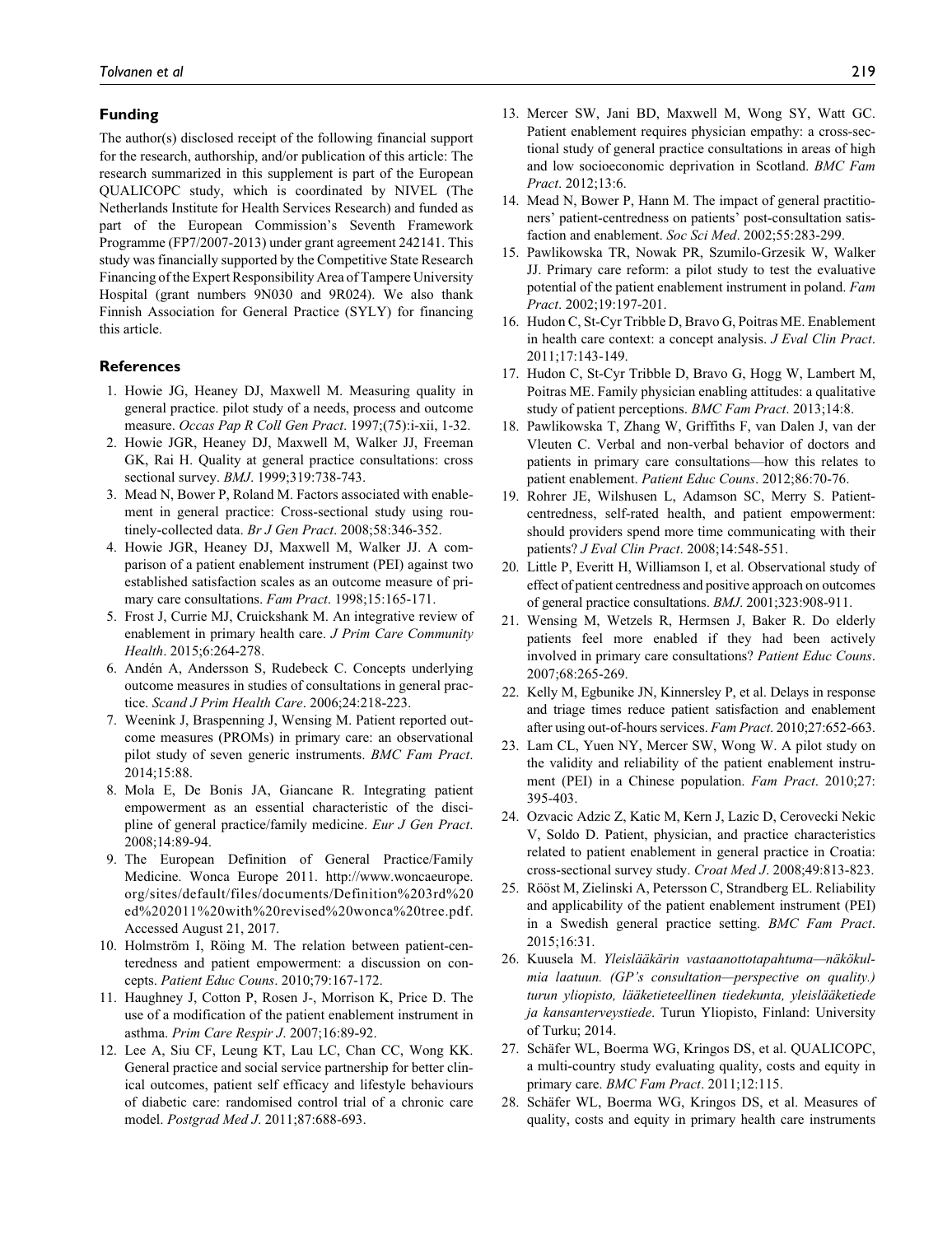## Funding

The author(s) disclosed receipt of the following financial support for the research, authorship, and/or publication of this article: The research summarized in this supplement is part of the European QUALICOPC study, which is coordinated by NIVEL (The Netherlands Institute for Health Services Research) and funded as part of the European Commission's Seventh Framework Programme (FP7/2007-2013) under grant agreement 242141. This study was financially supported by the Competitive State Research Financing of the Expert Responsibility Area of Tampere University Hospital (grant numbers 9N030 and 9R024). We also thank Finnish Association for General Practice (SYLY) for financing this article.

## References

1. Howie JG, Heaney DJ, Maxwell M. Measuring quality in general practice. pilot study of a needs, process and outcome measure. *Occas Pap R Coll Gen Pract*. 1997;(75):i-xii, 1-32.
2. Howie JGR, Heaney DJ, Maxwell M, Walker JJ, Freeman GK, Rai H. Quality at general practice consultations: cross sectional survey. *BMJ*. 1999;319:738-743.
3. Mead N, Bower P, Roland M. Factors associated with enablement in general practice: Cross-sectional study using routinely-collected data. *Br J Gen Pract*. 2008;58:346-352.
4. Howie JGR, Heaney DJ, Maxwell M, Walker JJ. A comparison of a patient enablement instrument (PEI) against two established satisfaction scales as an outcome measure of primary care consultations. *Fam Pract*. 1998;15:165-171.
5. Frost J, Currie MJ, Cruickshank M. An integrative review of enablement in primary health care. *J Prim Care Community Health*. 2015;6:264-278.
6. Andén A, Andersson S, Rudebeck C. Concepts underlying outcome measures in studies of consultations in general practice. *Scand J Prim Health Care*. 2006;24:218-223.
7. Weenink J, Braspenning J, Wensing M. Patient reported outcome measures (PROMs) in primary care: an observational pilot study of seven generic instruments. *BMC Fam Pract*. 2014;15:88.
8. Mola E, De Bonis JA, Giancane R. Integrating patient empowerment as an essential characteristic of the discipline of general practice/family medicine. *Eur J Gen Pract*. 2008;14:89-94.
9. The European Definition of General Practice/Family Medicine. Wonca Europe 2011. http://www.woncaeurope.org/sites/default/files/documents/Definition%203rd%20ed%202011%20with%20revised%20wonca%20tree.pdf. Accessed August 21, 2017.
10. Holmström I, Röing M. The relation between patient-centeredness and patient empowerment: a discussion on concepts. *Patient Educ Couns*. 2010;79:167-172.
11. Haughney J, Cotton P, Rosen J-, Morrison K, Price D. The use of a modification of the patient enablement instrument in asthma. *Prim Care Respir J*. 2007;16:89-92.
12. Lee A, Siu CF, Leung KT, Lau LC, Chan CC, Wong KK. General practice and social service partnership for better clinical outcomes, patient self efficacy and lifestyle behaviours of diabetic care: randomised control trial of a chronic care model. *Postgrad Med J*. 2011;87:688-693.
13. Mercer SW, Jani BD, Maxwell M, Wong SY, Watt GC. Patient enablement requires physician empathy: a cross-sectional study of general practice consultations in areas of high and low socioeconomic deprivation in Scotland. *BMC Fam Pract*. 2012;13:6.
14. Mead N, Bower P, Hann M. The impact of general practitioners' patient-centredness on patients' post-consultation satisfaction and enablement. *Soc Sci Med*. 2002;55:283-299.
15. Pawlikowska TR, Nowak PR, Szumilo-Grzesik W, Walker JJ. Primary care reform: a pilot study to test the evaluative potential of the patient enablement instrument in poland. *Fam Pract*. 2002;19:197-201.
16. Hudon C, St-Cyr Tribble D, Bravo G, Poitras ME. Enablement in health care context: a concept analysis. *J Eval Clin Pract*. 2011;17:143-149.
17. Hudon C, St-Cyr Tribble D, Bravo G, Hogg W, Lambert M, Poitras ME. Family physician enabling attitudes: a qualitative study of patient perceptions. *BMC Fam Pract*. 2013;14:8.
18. Pawlikowska T, Zhang W, Griffiths F, van Dalen J, van der Vleuten C. Verbal and non-verbal behavior of doctors and patients in primary care consultations—how this relates to patient enablement. *Patient Educ Couns*. 2012;86:70-76.
19. Rohrer JE, Wilshusen L, Adamson SC, Merry S. Patient-centredness, self-rated health, and patient empowerment: should providers spend more time communicating with their patients? *J Eval Clin Pract*. 2008;14:548-551.
20. Little P, Everitt H, Williamson I, et al. Observational study of effect of patient centredness and positive approach on outcomes of general practice consultations. *BMJ*. 2001;323:908-911.
21. Wensing M, Wetzels R, Hermsen J, Baker R. Do elderly patients feel more enabled if they had been actively involved in primary care consultations? *Patient Educ Couns*. 2007;68:265-269.
22. Kelly M, Egbunike JN, Kinnersley P, et al. Delays in response and triage times reduce patient satisfaction and enablement after using out-of-hours services. *Fam Pract*. 2010;27:652-663.
23. Lam CL, Yuen NY, Mercer SW, Wong W. A pilot study on the validity and reliability of the patient enablement instrument (PEI) in a Chinese population. *Fam Pract*. 2010;27:395-403.
24. Ozvacic Adzic Z, Katic M, Kern J, Lazic D, Cerovecki Nekic V, Soldo D. Patient, physician, and practice characteristics related to patient enablement in general practice in Croatia: cross-sectional survey study. *Croat Med J*. 2008;49:813-823.
25. Rööst M, Zielinski A, Petersson C, Strandberg EL. Reliability and applicability of the patient enablement instrument (PEI) in a Swedish general practice setting. *BMC Fam Pract*. 2015;16:31.
26. Kuusela M. *Yleislääkärin vastaanottotapahtuma—näkökulmia laatuun. (GP's consultation—perspective on quality.) turun yliopisto, lääketieteellinen tiedekunta, yleislääketiede ja kansanterveystiede*. Turun Yliopisto, Finland: University of Turku; 2014.
27. Schäfer WL, Boerma WG, Kringos DS, et al. QUALICOPC, a multi-country study evaluating quality, costs and equity in primary care. *BMC Fam Pract*. 2011;12:115.
28. Schäfer WL, Boerma WG, Kringos DS, et al. Measures of quality, costs and equity in primary health care instruments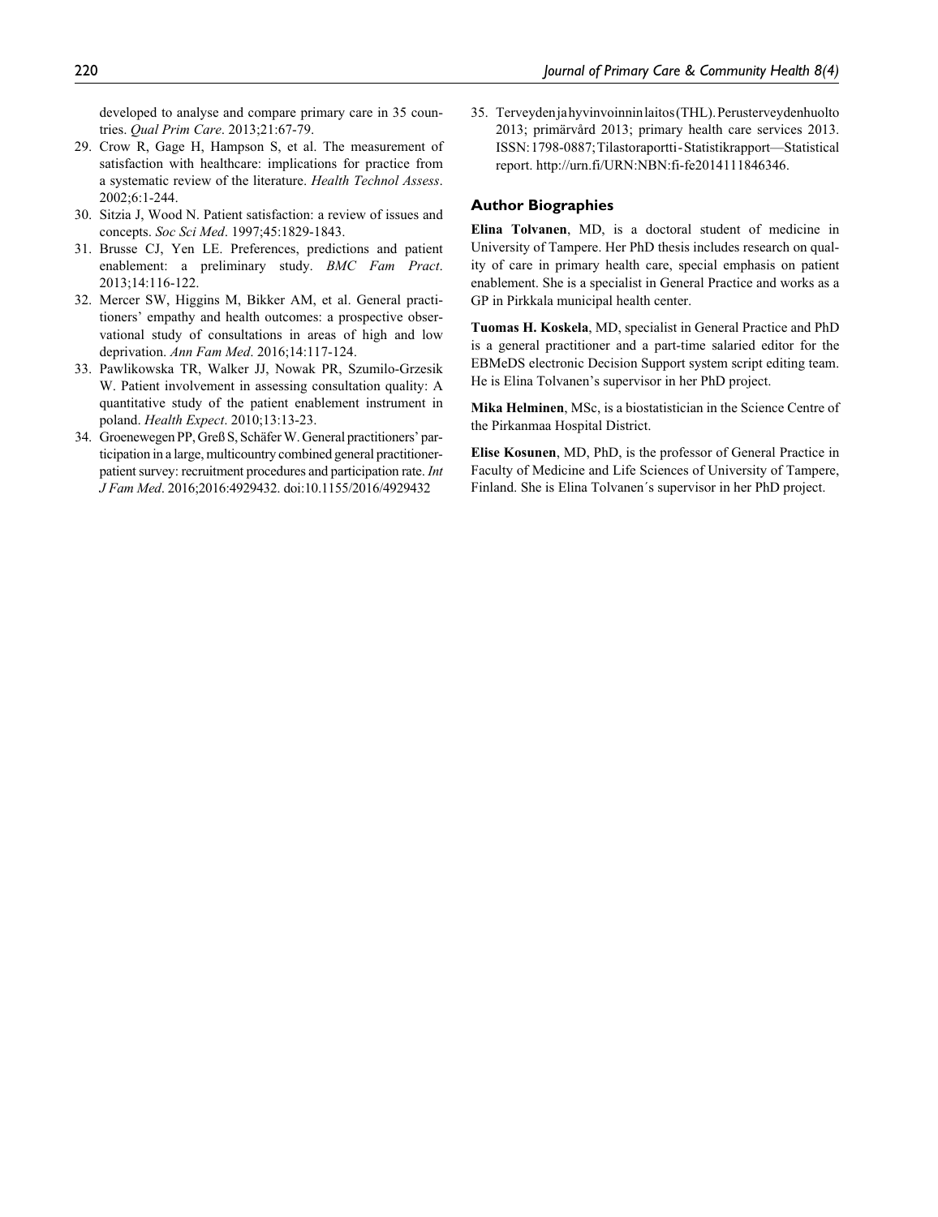developed to analyse and compare primary care in 35 countries. *Qual Prim Care*. 2013;21:67-79.

29. Crow R, Gage H, Hampson S, et al. The measurement of satisfaction with healthcare: implications for practice from a systematic review of the literature. *Health Technol Assess*. 2002;6:1-244.
30. Sitzia J, Wood N. Patient satisfaction: a review of issues and concepts. *Soc Sci Med*. 1997;45:1829-1843.
31. Brusse CJ, Yen LE. Preferences, predictions and patient enablement: a preliminary study. *BMC Fam Pract*. 2013;14:116-122.
32. Mercer SW, Higgins M, Bikker AM, et al. General practitioners' empathy and health outcomes: a prospective observational study of consultations in areas of high and low deprivation. *Ann Fam Med*. 2016;14:117-124.
33. Pawlikowska TR, Walker JJ, Nowak PR, Szumilo-Grzesik W. Patient involvement in assessing consultation quality: A quantitative study of the patient enablement instrument in poland. *Health Expect*. 2010;13:13-23.
34. Groenewegen PP, Greß S, Schäfer W. General practitioners' participation in a large, multicountry combined general practitioner-patient survey: recruitment procedures and participation rate. *Int J Fam Med*. 2016;2016:4929432. doi:10.1155/2016/4929432
35. Terveyden ja hyvinvoinnin laitos (THL). Perusterveydenhuolto 2013; primärvård 2013; primary health care services 2013. ISSN: 1798-0887; Tilastoraportti - Statistikrapport—Statistical report. http://urn.fi/URN:NBN:fi-fe2014111846346.

## Author Biographies

**Elina Tolvanen**, MD, is a doctoral student of medicine in University of Tampere. Her PhD thesis includes research on quality of care in primary health care, special emphasis on patient enablement. She is a specialist in General Practice and works as a GP in Pirkkala municipal health center.

**Tuomas H. Koskela**, MD, specialist in General Practice and PhD is a general practitioner and a part-time salaried editor for the EBMeDS electronic Decision Support system script editing team. He is Elina Tolvanen's supervisor in her PhD project.

**Mika Helminen**, MSc, is a biostatistician in the Science Centre of the Pirkanmaa Hospital District.

**Elise Kosunen**, MD, PhD, is the professor of General Practice in Faculty of Medicine and Life Sciences of University of Tampere, Finland. She is Elina Tolvanen´s supervisor in her PhD project.